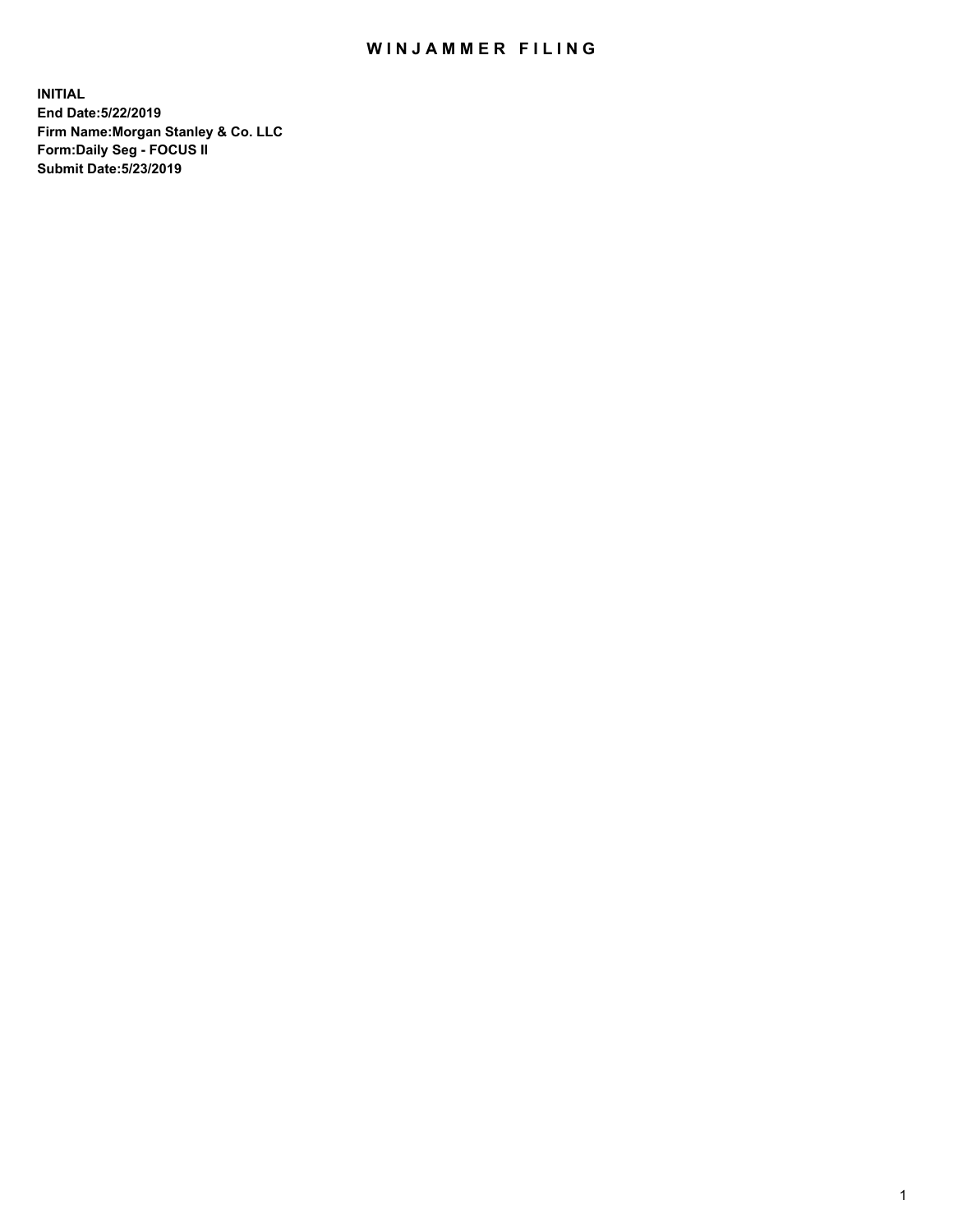# WINJAMMER FILING

**INITIAL**
**End Date:5/22/2019**
**Firm Name:Morgan Stanley & Co. LLC**
**Form:Daily Seg - FOCUS II**
**Submit Date:5/23/2019**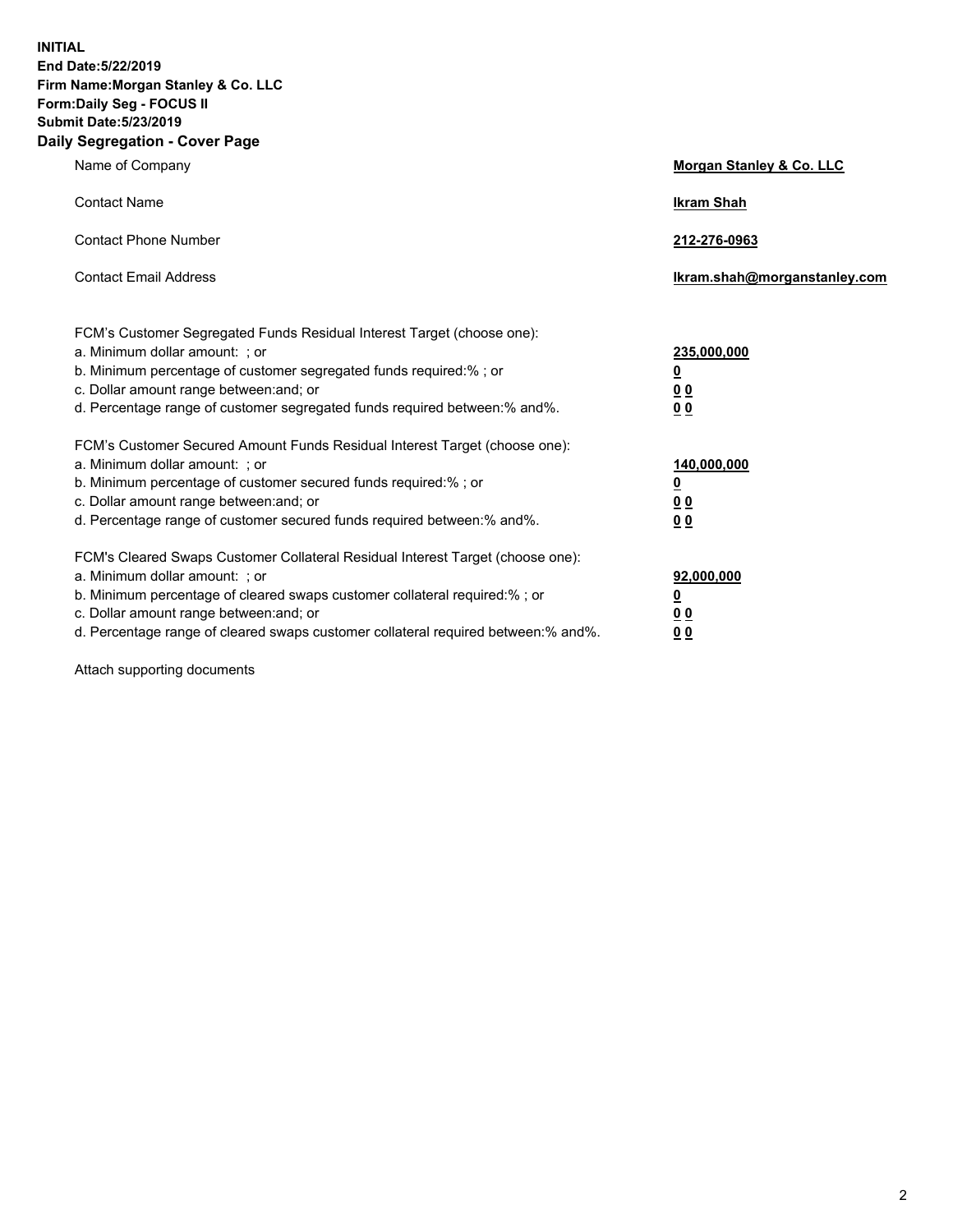**INITIAL**
**End Date:5/22/2019**
**Firm Name:Morgan Stanley & Co. LLC**
**Form:Daily Seg - FOCUS II**
**Submit Date:5/23/2019**
**Daily Segregation - Cover Page**

| | |
|---|---|
| Name of Company | **Morgan Stanley & Co. LLC** |
| Contact Name | **Ikram Shah** |
| Contact Phone Number | **212-276-0963** |
| Contact Email Address | **Ikram.shah@morganstanley.com** |

| | |
|---|---|
| FCM's Customer Segregated Funds Residual Interest Target (choose one): | |
| a. Minimum dollar amount: ; or | **235,000,000** |
| b. Minimum percentage of customer segregated funds required:% ; or | **0** |
| c. Dollar amount range between:and; or | **0 0** |
| d. Percentage range of customer segregated funds required between:% and%. | **0 0** |
| FCM's Customer Secured Amount Funds Residual Interest Target (choose one): | |
| a. Minimum dollar amount: ; or | **140,000,000** |
| b. Minimum percentage of customer secured funds required:% ; or | **0** |
| c. Dollar amount range between:and; or | **0 0** |
| d. Percentage range of customer secured funds required between:% and%. | **0 0** |
| FCM's Cleared Swaps Customer Collateral Residual Interest Target (choose one): | |
| a. Minimum dollar amount: ; or | **92,000,000** |
| b. Minimum percentage of cleared swaps customer collateral required:% ; or | **0** |
| c. Dollar amount range between:and; or | **0 0** |
| d. Percentage range of cleared swaps customer collateral required between:% and%. | **0 0** |

Attach supporting documents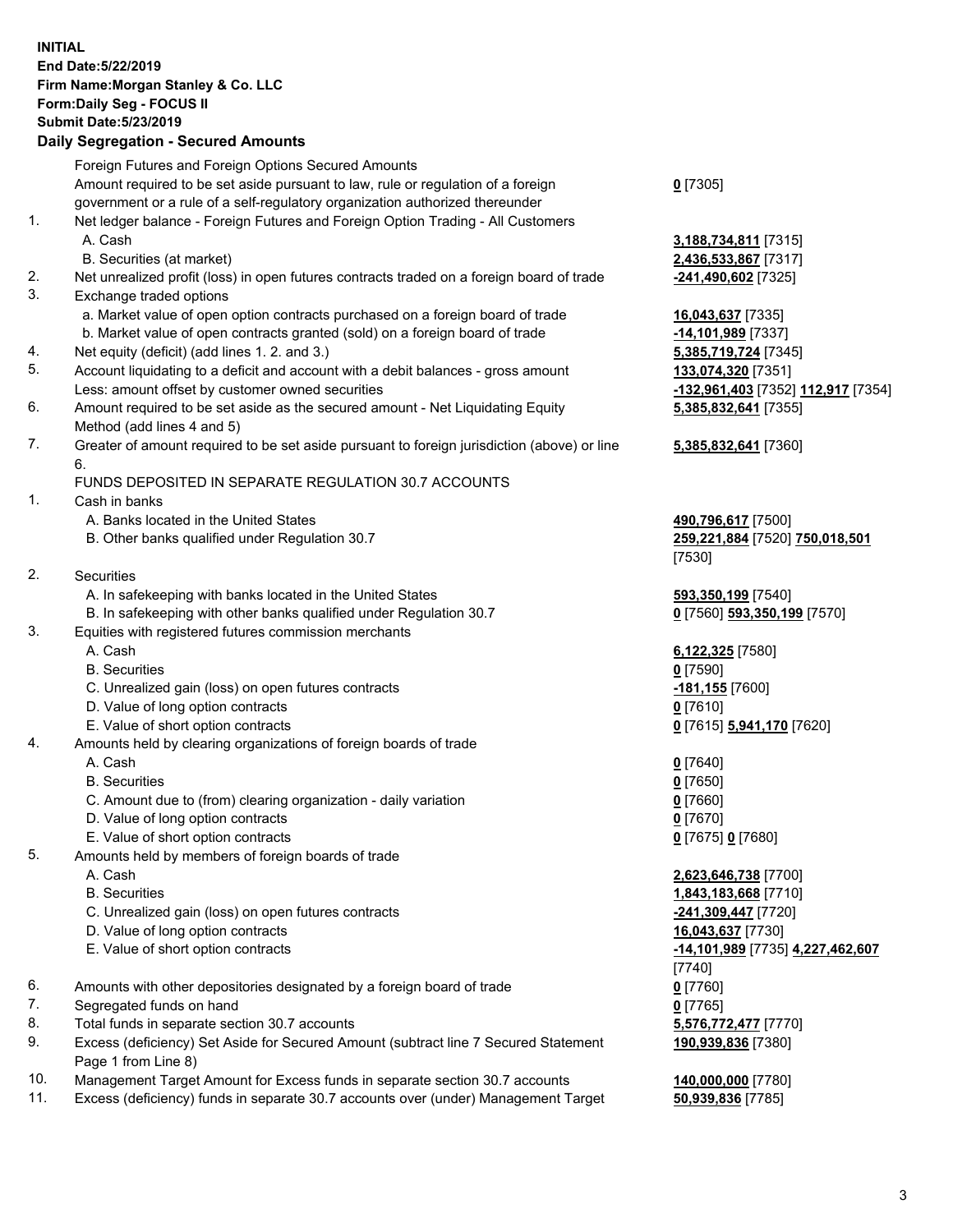**INITIAL**
**End Date:5/22/2019**
**Firm Name:Morgan Stanley & Co. LLC**
**Form:Daily Seg - FOCUS II**
**Submit Date:5/23/2019**

## Daily Segregation - Secured Amounts

| | | |
|---|---|---|
| | Foreign Futures and Foreign Options Secured Amounts | |
| | Amount required to be set aside pursuant to law, rule or regulation of a foreign government or a rule of a self-regulatory organization authorized thereunder | **0** [7305] |
| 1. | Net ledger balance - Foreign Futures and Foreign Option Trading - All Customers | |
| | A. Cash | **3,188,734,811** [7315] |
| | B. Securities (at market) | **2,436,533,867** [7317] |
| 2. | Net unrealized profit (loss) in open futures contracts traded on a foreign board of trade | **-241,490,602** [7325] |
| 3. | Exchange traded options | |
| | a. Market value of open option contracts purchased on a foreign board of trade | **16,043,637** [7335] |
| | b. Market value of open contracts granted (sold) on a foreign board of trade | **-14,101,989** [7337] |
| 4. | Net equity (deficit) (add lines 1. 2. and 3.) | **5,385,719,724** [7345] |
| 5. | Account liquidating to a deficit and account with a debit balances - gross amount | **133,074,320** [7351] |
| | Less: amount offset by customer owned securities | **-132,961,403** [7352] **112,917** [7354] |
| 6. | Amount required to be set aside as the secured amount - Net Liquidating Equity Method (add lines 4 and 5) | **5,385,832,641** [7355] |
| 7. | Greater of amount required to be set aside pursuant to foreign jurisdiction (above) or line 6. | **5,385,832,641** [7360] |
| | FUNDS DEPOSITED IN SEPARATE REGULATION 30.7 ACCOUNTS | |
| 1. | Cash in banks | |
| | A. Banks located in the United States | **490,796,617** [7500] |
| | B. Other banks qualified under Regulation 30.7 | **259,221,884** [7520] **750,018,501** [7530] |
| 2. | Securities | |
| | A. In safekeeping with banks located in the United States | **593,350,199** [7540] |
| | B. In safekeeping with other banks qualified under Regulation 30.7 | **0** [7560] **593,350,199** [7570] |
| 3. | Equities with registered futures commission merchants | |
| | A. Cash | **6,122,325** [7580] |
| | B. Securities | **0** [7590] |
| | C. Unrealized gain (loss) on open futures contracts | **-181,155** [7600] |
| | D. Value of long option contracts | **0** [7610] |
| | E. Value of short option contracts | **0** [7615] **5,941,170** [7620] |
| 4. | Amounts held by clearing organizations of foreign boards of trade | |
| | A. Cash | **0** [7640] |
| | B. Securities | **0** [7650] |
| | C. Amount due to (from) clearing organization - daily variation | **0** [7660] |
| | D. Value of long option contracts | **0** [7670] |
| | E. Value of short option contracts | **0** [7675] **0** [7680] |
| 5. | Amounts held by members of foreign boards of trade | |
| | A. Cash | **2,623,646,738** [7700] |
| | B. Securities | **1,843,183,668** [7710] |
| | C. Unrealized gain (loss) on open futures contracts | **-241,309,447** [7720] |
| | D. Value of long option contracts | **16,043,637** [7730] |
| | E. Value of short option contracts | **-14,101,989** [7735] **4,227,462,607** [7740] |
| 6. | Amounts with other depositories designated by a foreign board of trade | **0** [7760] |
| 7. | Segregated funds on hand | **0** [7765] |
| 8. | Total funds in separate section 30.7 accounts | **5,576,772,477** [7770] |
| 9. | Excess (deficiency) Set Aside for Secured Amount (subtract line 7 Secured Statement Page 1 from Line 8) | **190,939,836** [7380] |
| 10. | Management Target Amount for Excess funds in separate section 30.7 accounts | **140,000,000** [7780] |
| 11. | Excess (deficiency) funds in separate 30.7 accounts over (under) Management Target | **50,939,836** [7785] |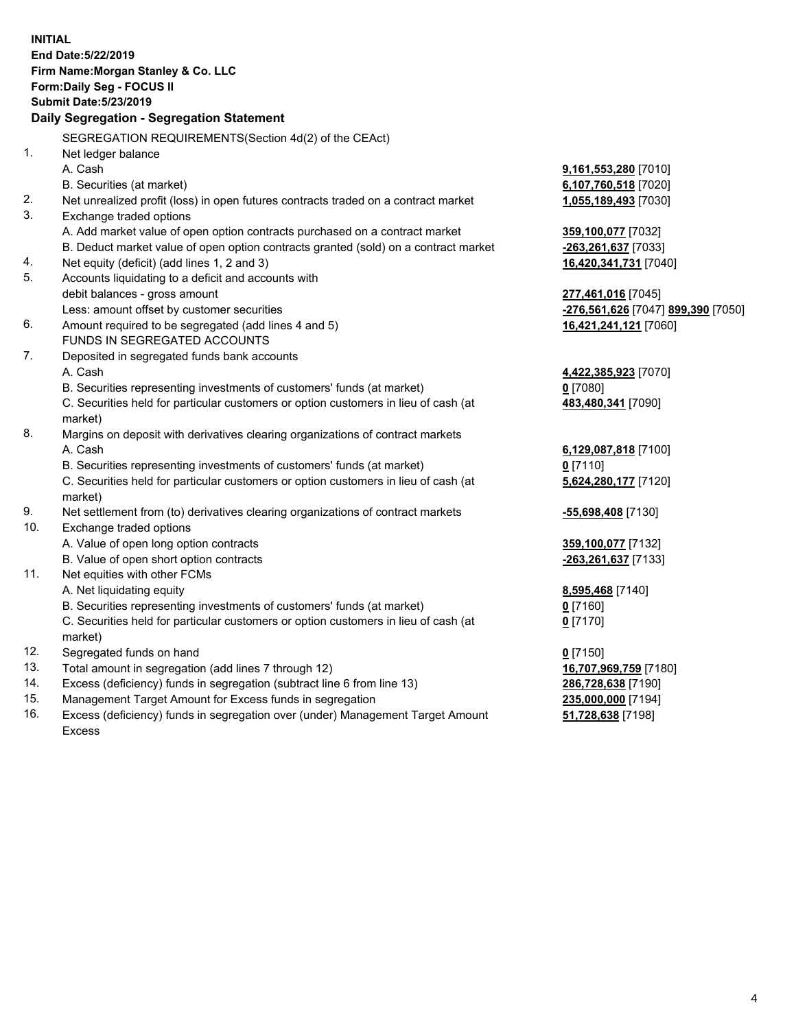**INITIAL**
**End Date:5/22/2019**
**Firm Name:Morgan Stanley & Co. LLC**
**Form:Daily Seg - FOCUS II**
**Submit Date:5/23/2019**

### Daily Segregation - Segregation Statement

SEGREGATION REQUIREMENTS(Section 4d(2) of the CEAct)

| | | |
|---|---|---|
| 1. | Net ledger balance | |
| | A. Cash | **9,161,553,280** [7010] |
| | B. Securities (at market) | **6,107,760,518** [7020] |
| 2. | Net unrealized profit (loss) in open futures contracts traded on a contract market | **1,055,189,493** [7030] |
| 3. | Exchange traded options | |
| | A. Add market value of open option contracts purchased on a contract market | **359,100,077** [7032] |
| | B. Deduct market value of open option contracts granted (sold) on a contract market | **-263,261,637** [7033] |
| 4. | Net equity (deficit) (add lines 1, 2 and 3) | **16,420,341,731** [7040] |
| 5. | Accounts liquidating to a deficit and accounts with debit balances - gross amount | **277,461,016** [7045] |
| | Less: amount offset by customer securities | **-276,561,626** [7047] **899,390** [7050] |
| 6. | Amount required to be segregated (add lines 4 and 5) | **16,421,241,121** [7060] |
| | FUNDS IN SEGREGATED ACCOUNTS | |
| 7. | Deposited in segregated funds bank accounts | |
| | A. Cash | **4,422,385,923** [7070] |
| | B. Securities representing investments of customers' funds (at market) | **0** [7080] |
| | C. Securities held for particular customers or option customers in lieu of cash (at market) | **483,480,341** [7090] |
| 8. | Margins on deposit with derivatives clearing organizations of contract markets | |
| | A. Cash | **6,129,087,818** [7100] |
| | B. Securities representing investments of customers' funds (at market) | **0** [7110] |
| | C. Securities held for particular customers or option customers in lieu of cash (at market) | **5,624,280,177** [7120] |
| 9. | Net settlement from (to) derivatives clearing organizations of contract markets | **-55,698,408** [7130] |
| 10. | Exchange traded options | |
| | A. Value of open long option contracts | **359,100,077** [7132] |
| | B. Value of open short option contracts | **-263,261,637** [7133] |
| 11. | Net equities with other FCMs | |
| | A. Net liquidating equity | **8,595,468** [7140] |
| | B. Securities representing investments of customers' funds (at market) | **0** [7160] |
| | C. Securities held for particular customers or option customers in lieu of cash (at market) | **0** [7170] |
| 12. | Segregated funds on hand | **0** [7150] |
| 13. | Total amount in segregation (add lines 7 through 12) | **16,707,969,759** [7180] |
| 14. | Excess (deficiency) funds in segregation (subtract line 6 from line 13) | **286,728,638** [7190] |
| 15. | Management Target Amount for Excess funds in segregation | **235,000,000** [7194] |
| 16. | Excess (deficiency) funds in segregation over (under) Management Target Amount Excess | **51,728,638** [7198] |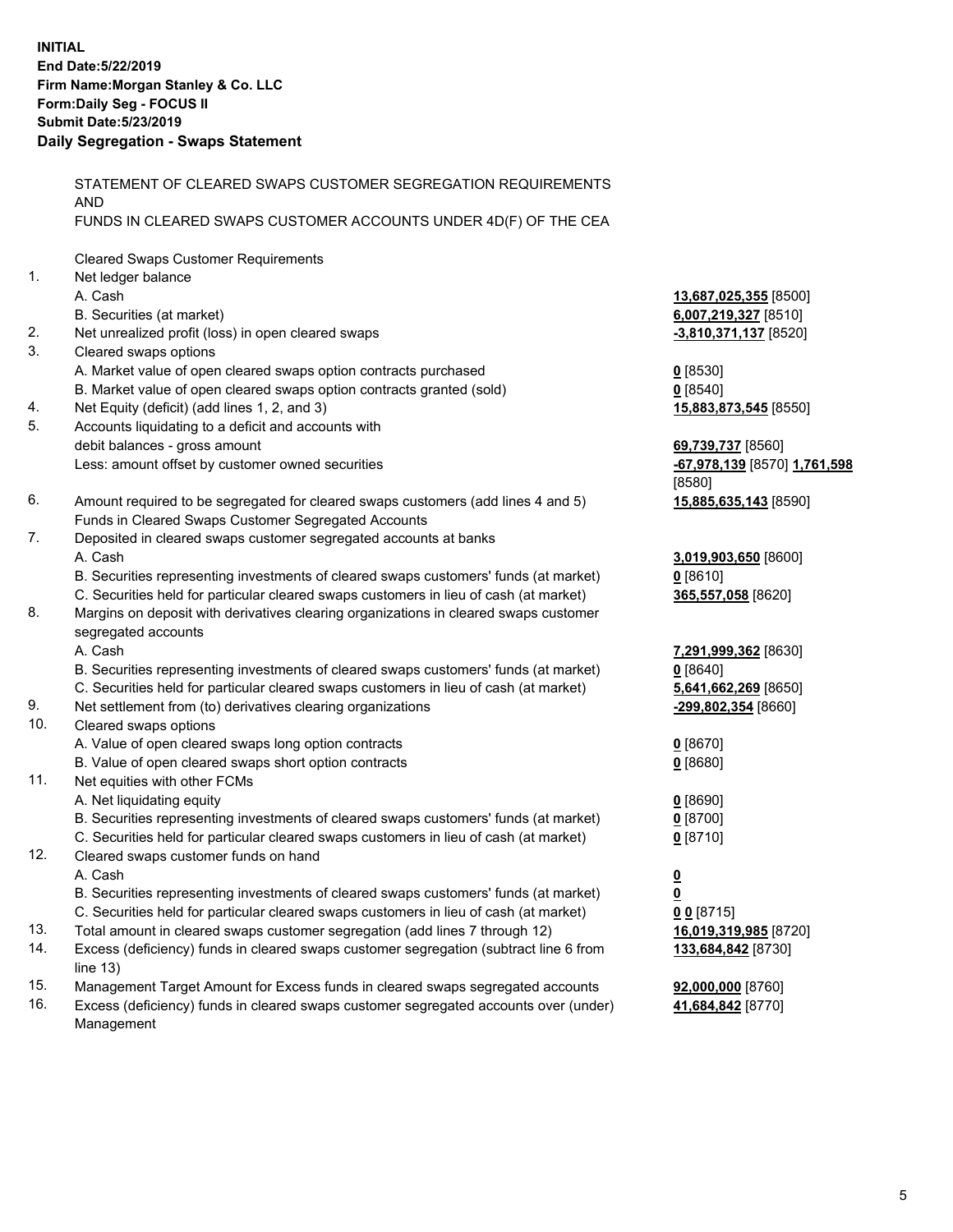**INITIAL**
**End Date:5/22/2019**
**Firm Name:Morgan Stanley & Co. LLC**
**Form:Daily Seg - FOCUS II**
**Submit Date:5/23/2019**
**Daily Segregation - Swaps Statement**

STATEMENT OF CLEARED SWAPS CUSTOMER SEGREGATION REQUIREMENTS AND FUNDS IN CLEARED SWAPS CUSTOMER ACCOUNTS UNDER 4D(F) OF THE CEA

| | | |
|---|---|---|
| | Cleared Swaps Customer Requirements | |
| 1. | Net ledger balance | |
| | A. Cash | **13,687,025,355** [8500] |
| | B. Securities (at market) | **6,007,219,327** [8510] |
| 2. | Net unrealized profit (loss) in open cleared swaps | **-3,810,371,137** [8520] |
| 3. | Cleared swaps options | |
| | A. Market value of open cleared swaps option contracts purchased | **0** [8530] |
| | B. Market value of open cleared swaps option contracts granted (sold) | **0** [8540] |
| 4. | Net Equity (deficit) (add lines 1, 2, and 3) | **15,883,873,545** [8550] |
| 5. | Accounts liquidating to a deficit and accounts with debit balances - gross amount | **69,739,737** [8560] |
| | Less: amount offset by customer owned securities | **-67,978,139** [8570] **1,761,598** [8580] |
| 6. | Amount required to be segregated for cleared swaps customers (add lines 4 and 5) | **15,885,635,143** [8590] |
| | Funds in Cleared Swaps Customer Segregated Accounts | |
| 7. | Deposited in cleared swaps customer segregated accounts at banks | |
| | A. Cash | **3,019,903,650** [8600] |
| | B. Securities representing investments of cleared swaps customers' funds (at market) | **0** [8610] |
| | C. Securities held for particular cleared swaps customers in lieu of cash (at market) | **365,557,058** [8620] |
| 8. | Margins on deposit with derivatives clearing organizations in cleared swaps customer segregated accounts | |
| | A. Cash | **7,291,999,362** [8630] |
| | B. Securities representing investments of cleared swaps customers' funds (at market) | **0** [8640] |
| | C. Securities held for particular cleared swaps customers in lieu of cash (at market) | **5,641,662,269** [8650] |
| 9. | Net settlement from (to) derivatives clearing organizations | **-299,802,354** [8660] |
| 10. | Cleared swaps options | |
| | A. Value of open cleared swaps long option contracts | **0** [8670] |
| | B. Value of open cleared swaps short option contracts | **0** [8680] |
| 11. | Net equities with other FCMs | |
| | A. Net liquidating equity | **0** [8690] |
| | B. Securities representing investments of cleared swaps customers' funds (at market) | **0** [8700] |
| | C. Securities held for particular cleared swaps customers in lieu of cash (at market) | **0** [8710] |
| 12. | Cleared swaps customer funds on hand | |
| | A. Cash | **0** |
| | B. Securities representing investments of cleared swaps customers' funds (at market) | **0** |
| | C. Securities held for particular cleared swaps customers in lieu of cash (at market) | **0** **0** [8715] |
| 13. | Total amount in cleared swaps customer segregation (add lines 7 through 12) | **16,019,319,985** [8720] |
| 14. | Excess (deficiency) funds in cleared swaps customer segregation (subtract line 6 from line 13) | **133,684,842** [8730] |
| 15. | Management Target Amount for Excess funds in cleared swaps segregated accounts | **92,000,000** [8760] |
| 16. | Excess (deficiency) funds in cleared swaps customer segregated accounts over (under) Management | **41,684,842** [8770] |